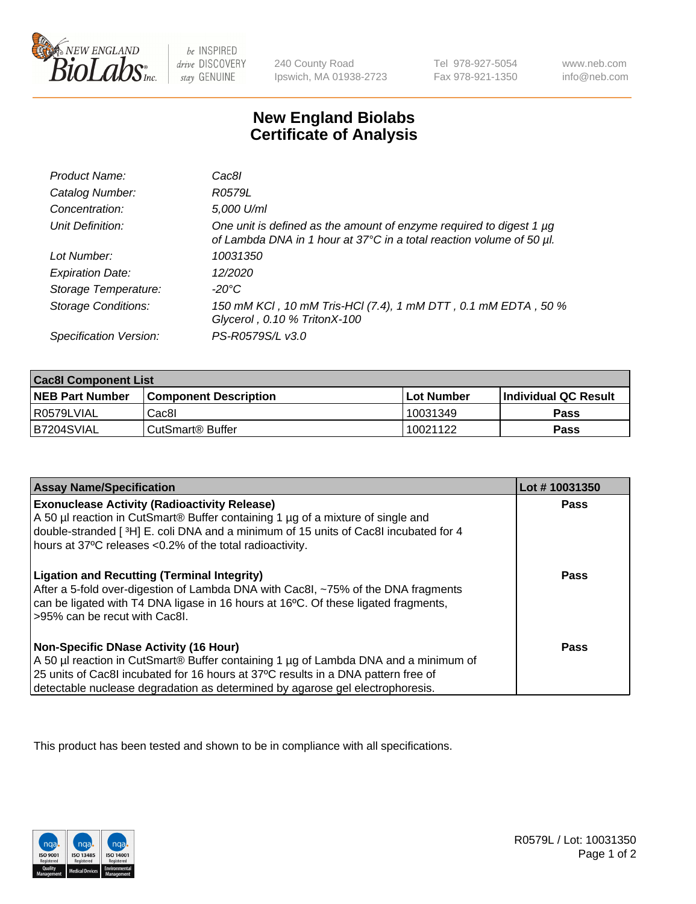# New England Biolabs
# Certificate of Analysis

| | |
|---|---|
| *Product Name:* | *Cac8I* |
| *Catalog Number:* | *R0579L* |
| *Concentration:* | *5,000 U/ml* |
| *Unit Definition:* | *One unit is defined as the amount of enzyme required to digest 1 µg of Lambda DNA in 1 hour at 37°C in a total reaction volume of 50 µl.* |
| *Lot Number:* | *10031350* |
| *Expiration Date:* | *12/2020* |
| *Storage Temperature:* | *-20°C* |
| *Storage Conditions:* | *150 mM KCl , 10 mM Tris-HCl (7.4), 1 mM DTT , 0.1 mM EDTA , 50 % Glycerol , 0.10 % TritonX-100* |
| *Specification Version:* | *PS-R0579S/L v3.0* |

| Cac8I Component List | | | |
|---|---|---|---|
| **NEB Part Number** | **Component Description** | **Lot Number** | **Individual QC Result** |
| R0579LVIAL | Cac8I | 10031349 | **Pass** |
| B7204SVIAL | CutSmart® Buffer | 10021122 | **Pass** |

| Assay Name/Specification | Lot # 10031350 |
|---|---|
| **Exonuclease Activity (Radioactivity Release)**<br>A 50 µl reaction in CutSmart® Buffer containing 1 µg of a mixture of single and double-stranded [ $^3$H] E. coli DNA and a minimum of 15 units of Cac8I incubated for 4 hours at 37ºC releases <0.2% of the total radioactivity. | **Pass** |
| **Ligation and Recutting (Terminal Integrity)**<br>After a 5-fold over-digestion of Lambda DNA with Cac8I, ~75% of the DNA fragments can be ligated with T4 DNA ligase in 16 hours at 16ºC. Of these ligated fragments, >95% can be recut with Cac8I. | **Pass** |
| **Non-Specific DNase Activity (16 Hour)**<br>A 50 µl reaction in CutSmart® Buffer containing 1 µg of Lambda DNA and a minimum of 25 units of Cac8I incubated for 16 hours at 37ºC results in a DNA pattern free of detectable nuclease degradation as determined by agarose gel electrophoresis. | **Pass** |

This product has been tested and shown to be in compliance with all specifications.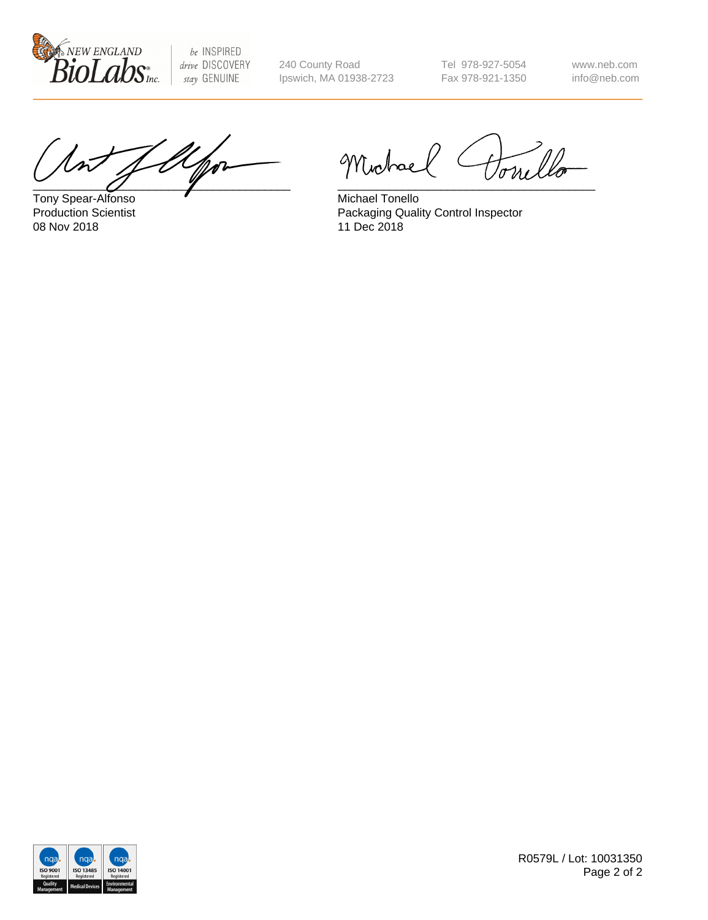Tony Spear-Alfonso
Production Scientist
08 Nov 2018

Michael Tonello
Packaging Quality Control Inspector
11 Dec 2018

R0579L / Lot: 10031350